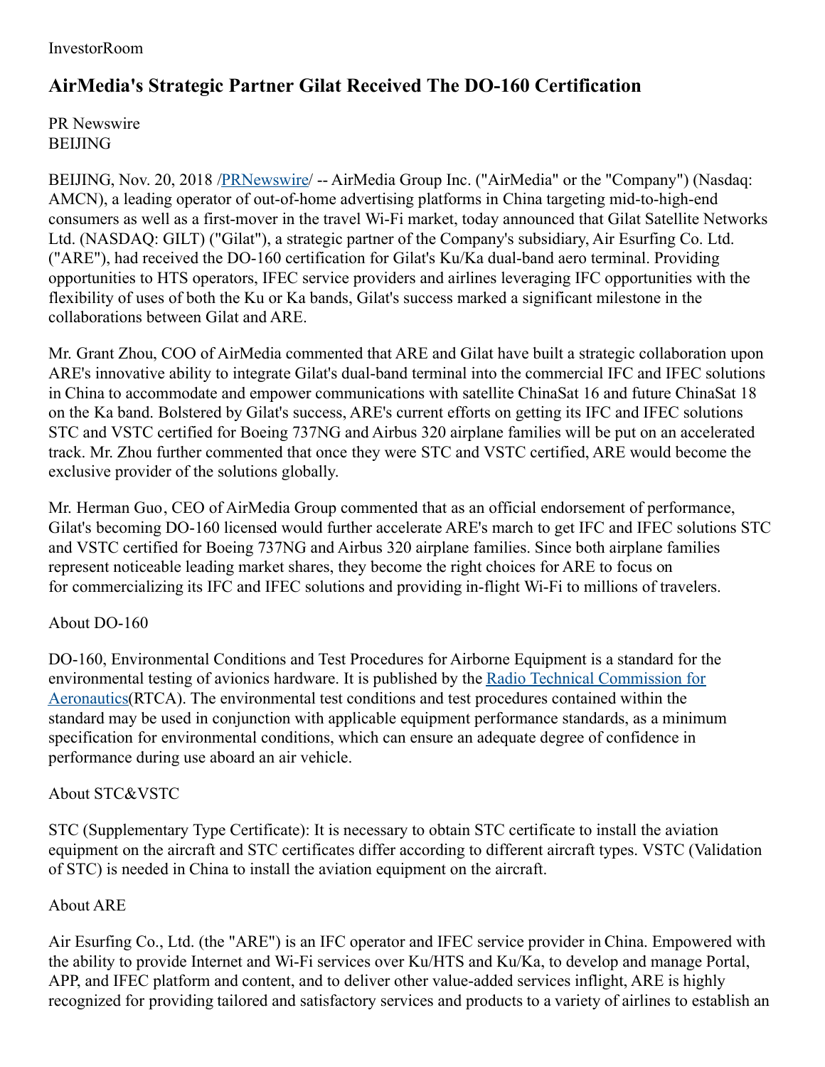InvestorRoom

# AirMedia's Strategic Partner Gilat Received The DO-160 Certification

PR Newswire
BEIJING

BEIJING, Nov. 20, 2018 /[PRNewswire](#)/ -- AirMedia Group Inc. ("AirMedia" or the "Company") (Nasdaq: AMCN), a leading operator of out-of-home advertising platforms in China targeting mid-to-high-end consumers as well as a first-mover in the travel Wi-Fi market, today announced that Gilat Satellite Networks Ltd. (NASDAQ: GILT) ("Gilat"), a strategic partner of the Company's subsidiary, Air Esurfing Co. Ltd. ("ARE"), had received the DO-160 certification for Gilat's Ku/Ka dual-band aero terminal. Providing opportunities to HTS operators, IFEC service providers and airlines leveraging IFC opportunities with the flexibility of uses of both the Ku or Ka bands, Gilat's success marked a significant milestone in the collaborations between Gilat and ARE.

Mr. Grant Zhou, COO of AirMedia commented that ARE and Gilat have built a strategic collaboration upon ARE's innovative ability to integrate Gilat's dual-band terminal into the commercial IFC and IFEC solutions in China to accommodate and empower communications with satellite ChinaSat 16 and future ChinaSat 18 on the Ka band. Bolstered by Gilat's success, ARE's current efforts on getting its IFC and IFEC solutions STC and VSTC certified for Boeing 737NG and Airbus 320 airplane families will be put on an accelerated track. Mr. Zhou further commented that once they were STC and VSTC certified, ARE would become the exclusive provider of the solutions globally.

Mr. Herman Guo, CEO of AirMedia Group commented that as an official endorsement of performance, Gilat's becoming DO-160 licensed would further accelerate ARE's march to get IFC and IFEC solutions STC and VSTC certified for Boeing 737NG and Airbus 320 airplane families. Since both airplane families represent noticeable leading market shares, they become the right choices for ARE to focus on for commercializing its IFC and IFEC solutions and providing in-flight Wi-Fi to millions of travelers.

About DO-160

DO-160, Environmental Conditions and Test Procedures for Airborne Equipment is a standard for the environmental testing of avionics hardware. It is published by the [Radio Technical Commission for Aeronautics](#)(RTCA). The environmental test conditions and test procedures contained within the standard may be used in conjunction with applicable equipment performance standards, as a minimum specification for environmental conditions, which can ensure an adequate degree of confidence in performance during use aboard an air vehicle.

About STC&VSTC

STC (Supplementary Type Certificate): It is necessary to obtain STC certificate to install the aviation equipment on the aircraft and STC certificates differ according to different aircraft types. VSTC (Validation of STC) is needed in China to install the aviation equipment on the aircraft.

About ARE

Air Esurfing Co., Ltd. (the "ARE") is an IFC operator and IFEC service provider in China. Empowered with the ability to provide Internet and Wi-Fi services over Ku/HTS and Ku/Ka, to develop and manage Portal, APP, and IFEC platform and content, and to deliver other value-added services inflight, ARE is highly recognized for providing tailored and satisfactory services and products to a variety of airlines to establish an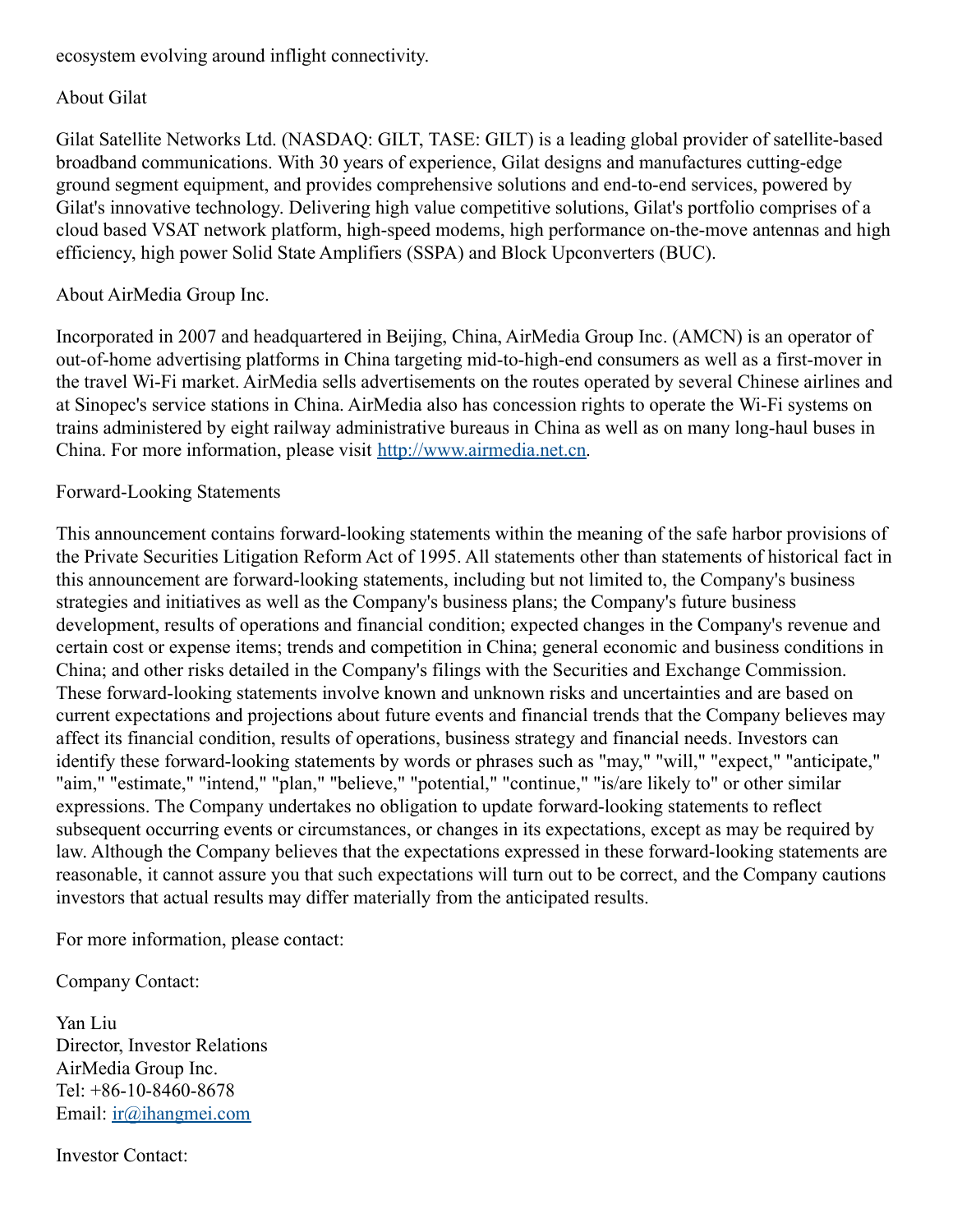ecosystem evolving around inflight connectivity.

About Gilat

Gilat Satellite Networks Ltd. (NASDAQ: GILT, TASE: GILT) is a leading global provider of satellite-based broadband communications. With 30 years of experience, Gilat designs and manufactures cutting-edge ground segment equipment, and provides comprehensive solutions and end-to-end services, powered by Gilat's innovative technology. Delivering high value competitive solutions, Gilat's portfolio comprises of a cloud based VSAT network platform, high-speed modems, high performance on-the-move antennas and high efficiency, high power Solid State Amplifiers (SSPA) and Block Upconverters (BUC).

About AirMedia Group Inc.

Incorporated in 2007 and headquartered in Beijing, China, AirMedia Group Inc. (AMCN) is an operator of out-of-home advertising platforms in China targeting mid-to-high-end consumers as well as a first-mover in the travel Wi-Fi market. AirMedia sells advertisements on the routes operated by several Chinese airlines and at Sinopec's service stations in China. AirMedia also has concession rights to operate the Wi-Fi systems on trains administered by eight railway administrative bureaus in China as well as on many long-haul buses in China. For more information, please visit [http://www.airmedia.net.cn](http://www.airmedia.net.cn).

Forward-Looking Statements

This announcement contains forward-looking statements within the meaning of the safe harbor provisions of the Private Securities Litigation Reform Act of 1995. All statements other than statements of historical fact in this announcement are forward-looking statements, including but not limited to, the Company's business strategies and initiatives as well as the Company's business plans; the Company's future business development, results of operations and financial condition; expected changes in the Company's revenue and certain cost or expense items; trends and competition in China; general economic and business conditions in China; and other risks detailed in the Company's filings with the Securities and Exchange Commission. These forward-looking statements involve known and unknown risks and uncertainties and are based on current expectations and projections about future events and financial trends that the Company believes may affect its financial condition, results of operations, business strategy and financial needs. Investors can identify these forward-looking statements by words or phrases such as "may," "will," "expect," "anticipate," "aim," "estimate," "intend," "plan," "believe," "potential," "continue," "is/are likely to" or other similar expressions. The Company undertakes no obligation to update forward-looking statements to reflect subsequent occurring events or circumstances, or changes in its expectations, except as may be required by law. Although the Company believes that the expectations expressed in these forward-looking statements are reasonable, it cannot assure you that such expectations will turn out to be correct, and the Company cautions investors that actual results may differ materially from the anticipated results.

For more information, please contact:

Company Contact:

Yan Liu
Director, Investor Relations
AirMedia Group Inc.
Tel: +86-10-8460-8678
Email: [ir@ihangmei.com](mailto:ir@ihangmei.com)

Investor Contact: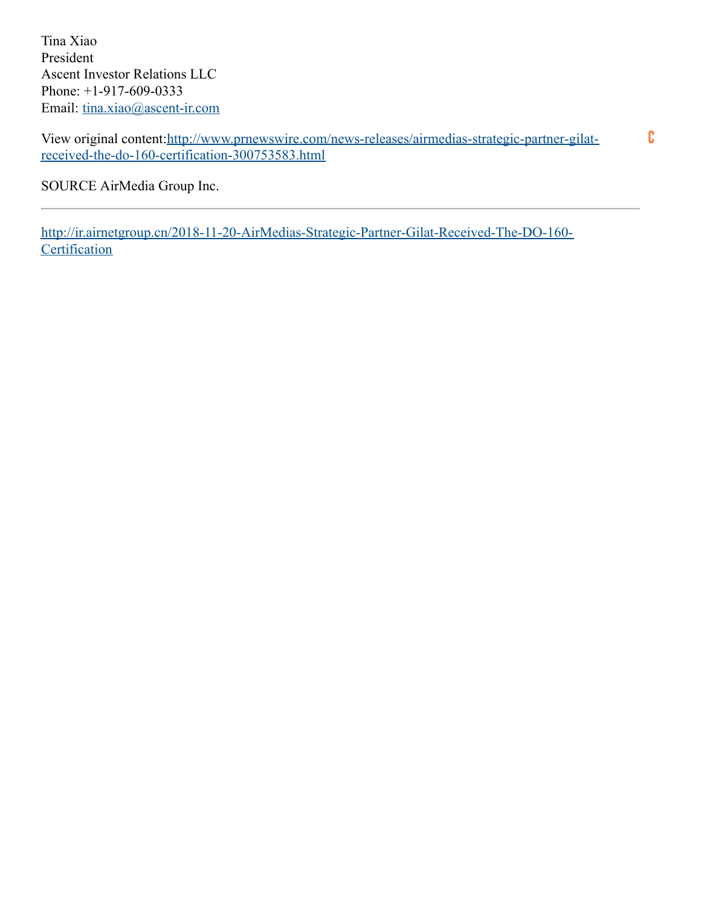Tina Xiao
President
Ascent Investor Relations LLC
Phone: +1-917-609-0333
Email: [tina.xiao@ascent-ir.com](mailto:tina.xiao@ascent-ir.com)

View original content:[http://www.prnewswire.com/news-releases/airmedias-strategic-partner-gilat-received-the-do-160-certification-300753583.html](http://www.prnewswire.com/news-releases/airmedias-strategic-partner-gilat-received-the-do-160-certification-300753583.html)

SOURCE AirMedia Group Inc.

---

[http://ir.airnetgroup.cn/2018-11-20-AirMedias-Strategic-Partner-Gilat-Received-The-DO-160-Certification](http://ir.airnetgroup.cn/2018-11-20-AirMedias-Strategic-Partner-Gilat-Received-The-DO-160-Certification)